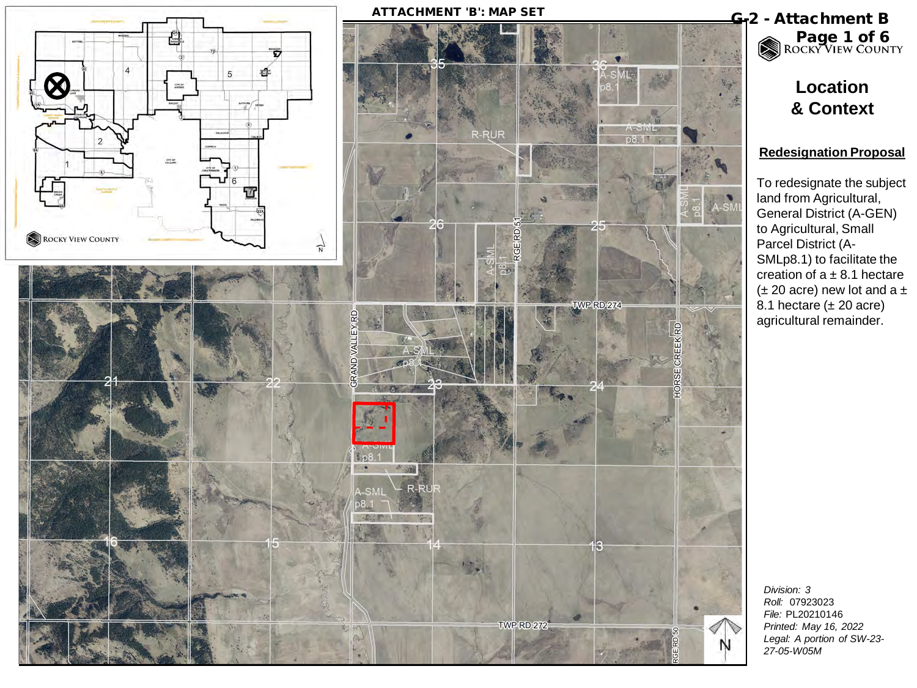# ATTACHMENT 'B': MAP SET

## G-2 - Attachment B

ROCKY VIEW COUNTY

## Location & Context

### Redesignation Proposal

To redesignate the subject land from Agricultural, General District (A-GEN) to Agricultural, Small Parcel District (A-SMLp8.1) to facilitate the creation of a ± 8.1 hectare (± 20 acre) new lot and a ± 8.1 hectare (± 20 acre) agricultural remainder.

*Division:* 3
*Roll:* 07923023
*File:* PL20210146
*Printed:* May 16, 2022
*Legal:* A portion of SW-23-27-05-W05M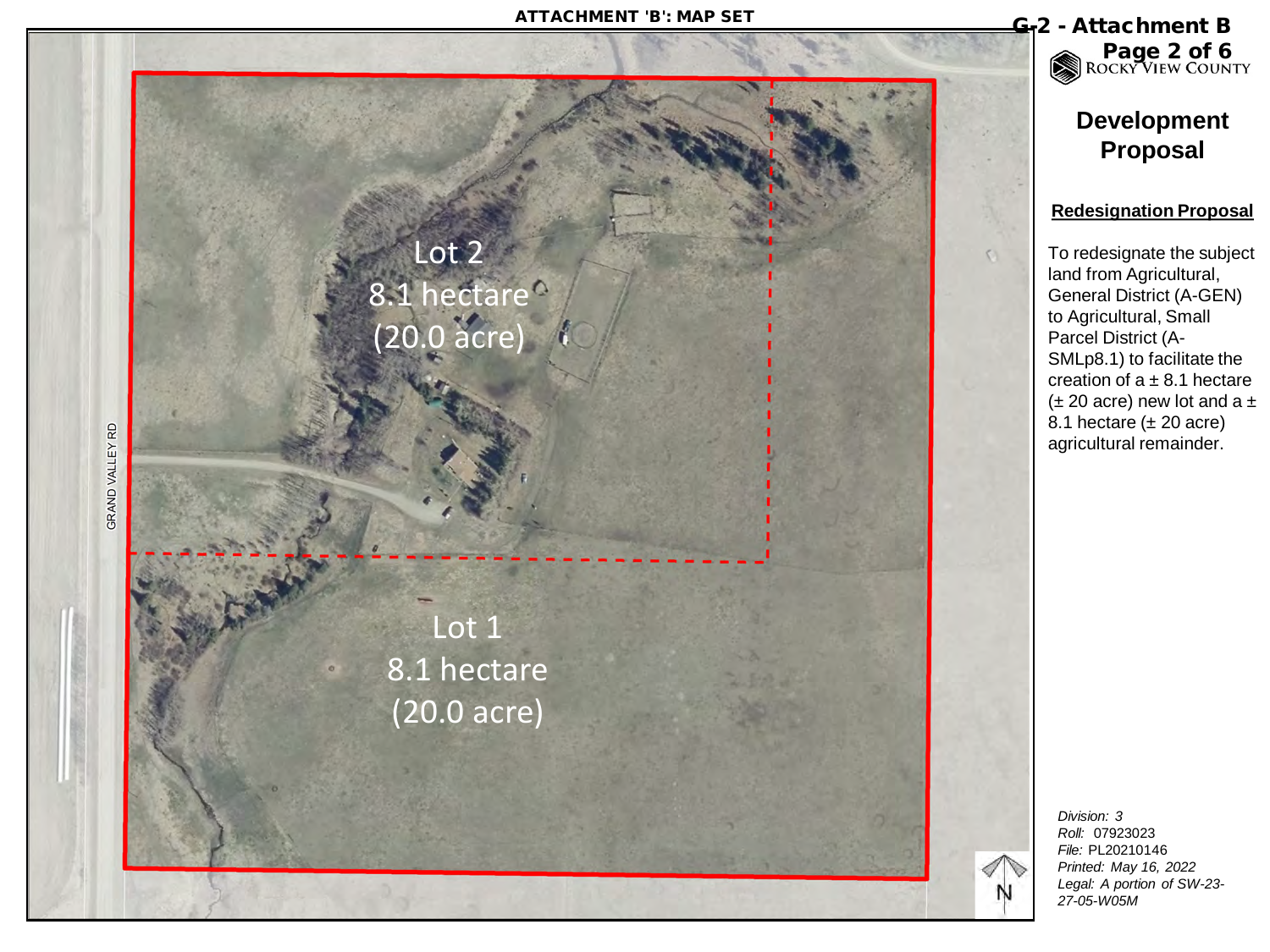ATTACHMENT 'B': MAP SET

G-2 - Attachment B

ROCKY VIEW COUNTY

GRAND VALLEY RD

Lot 2
8.1 hectare
(20.0 acre)

Lot 1
8.1 hectare
(20.0 acre)

N

## Development Proposal

**Redesignation Proposal**

To redesignate the subject land from Agricultural, General District (A-GEN) to Agricultural, Small Parcel District (A-SMLp8.1) to facilitate the creation of a ± 8.1 hectare (± 20 acre) new lot and a ± 8.1 hectare (± 20 acre) agricultural remainder.

*Division:* 3
*Roll:* 07923023
*File:* PL20210146
*Printed: May 16, 2022*
*Legal: A portion of SW-23-27-05-W05M*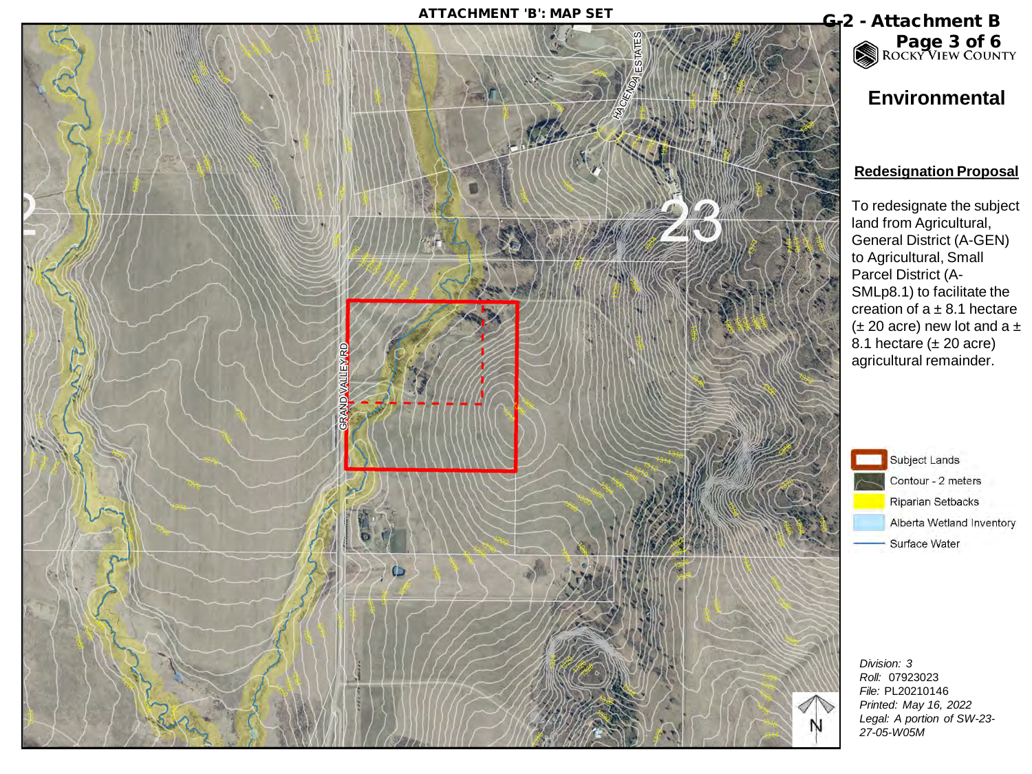ATTACHMENT 'B': MAP SET

G-2 - Attachment B

ROCKY VIEW COUNTY

# Environmental

## Redesignation Proposal

To redesignate the subject land from Agricultural, General District (A-GEN) to Agricultural, Small Parcel District (A-SMLp8.1) to facilitate the creation of a ± 8.1 hectare (± 20 acre) new lot and a ± 8.1 hectare (± 20 acre) agricultural remainder.

- Subject Lands
- Contour - 2 meters
- Riparian Setbacks
- Alberta Wetland Inventory
- Surface Water

GRAND VALLEY RD

HACIENDA ESTATES

23

*Division: 3*
*Roll:* 07923023
*File:* PL20210146
*Printed: May 16, 2022*
*Legal: A portion of SW-23-27-05-W05M*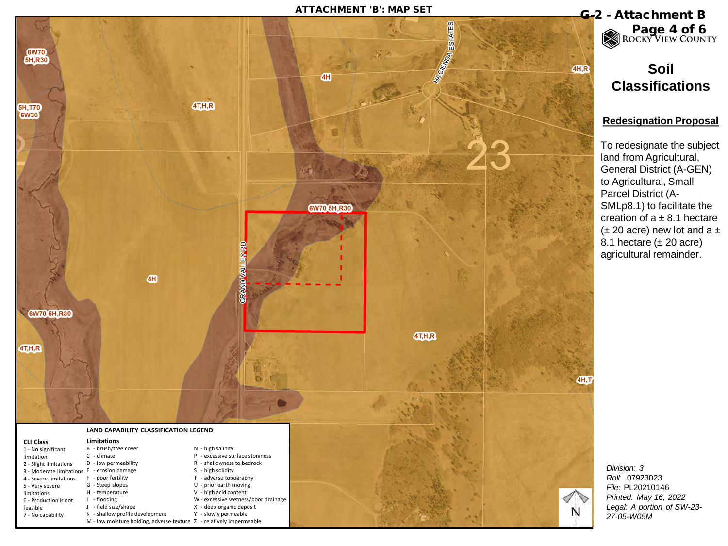ATTACHMENT 'B': MAP SET

G-2 - Attachment B

ROCKY VIEW COUNTY

# Soil Classifications

## Redesignation Proposal

To redesignate the subject land from Agricultural, General District (A-GEN) to Agricultural, Small Parcel District (A-SMLp8.1) to facilitate the creation of a ± 8.1 hectare (± 20 acre) new lot and a ± 8.1 hectare (± 20 acre) agricultural remainder.

6W70 5H,R30

5H,T70 6W30

4T,H,R

4H

4H,R

HACIENDA ESTATES

23

GRAND VALLEY RD

4H,T

### LAND CAPABILITY CLASSIFICATION LEGEND

| CLI Class | Limitations | |
|---|---|---|
| 1 - No significant limitation | B - brush/tree cover | N - high salinity |
| 2 - Slight limitations | C - climate | P - excessive surface stoniness |
| 3 - Moderate limitations | D - low permeability | R - shallowness to bedrock |
| 4 - Severe limitations | E - erosion damage | S - high solidity |
| 5 - Very severe limitations | F - poor fertility | T - adverse topography |
| 6 - Production is not feasible | G - Steep slopes | U - prior earth moving |
| 7 - No capability | H - temperature | V - high acid content |
| | I - flooding | W - excessive wetness/poor drainage |
| | J - field size/shape | X - deep organic deposit |
| | K - shallow profile development | Y - slowly permeable |
| | M - low moisture holding, adverse texture | Z - relatively impermeable |

*Division:* 3
*Roll:* 07923023
*File:* PL20210146
*Printed:* May 16, 2022
*Legal:* A portion of SW-23-27-05-W05M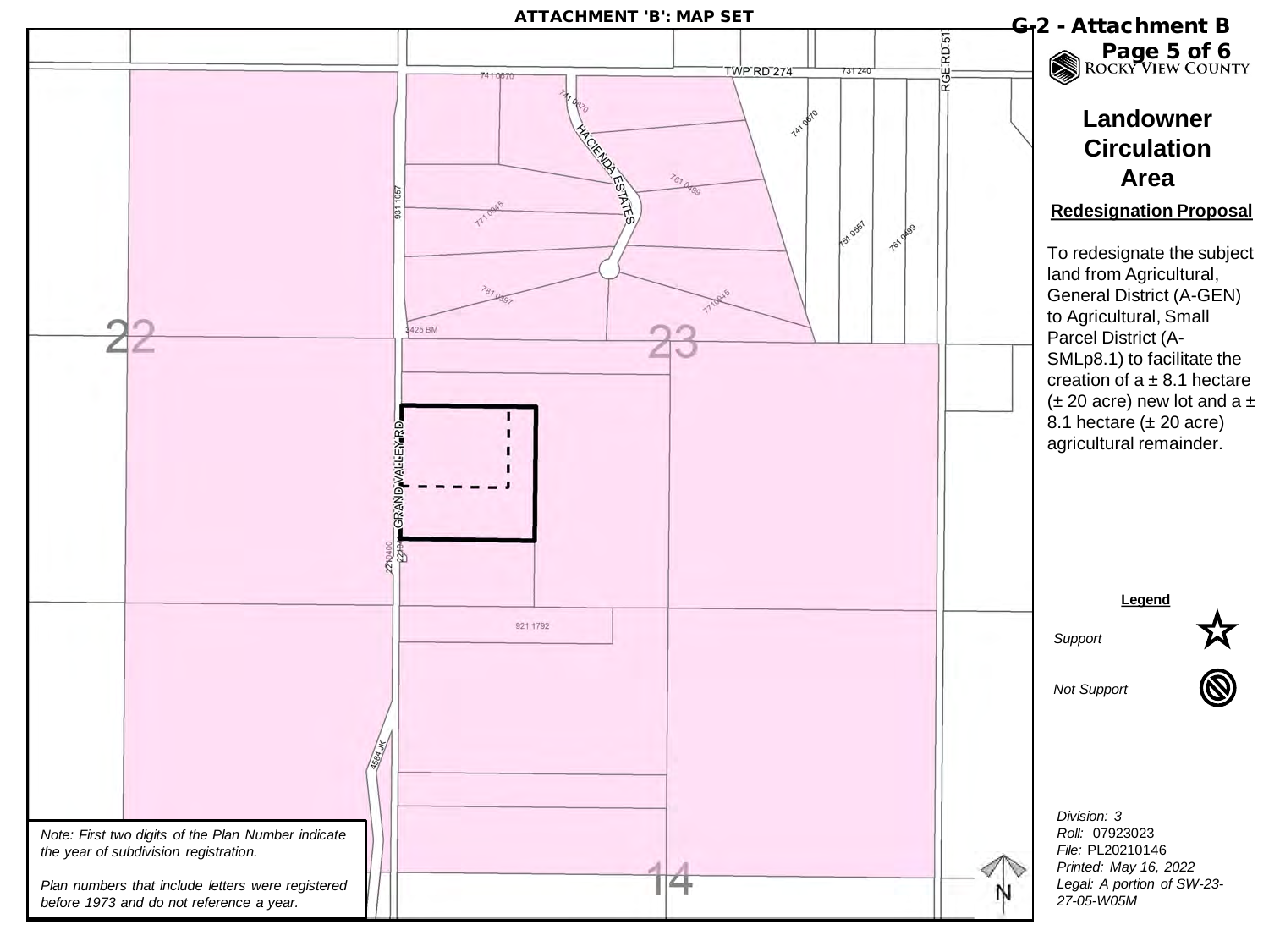ATTACHMENT 'B': MAP SET

# Landowner Circulation Area

**Redesignation Proposal**

To redesignate the subject land from Agricultural, General District (A-GEN) to Agricultural, Small Parcel District (A-SMLp8.1) to facilitate the creation of a ± 8.1 hectare (± 20 acre) new lot and a ± 8.1 hectare (± 20 acre) agricultural remainder.

**Legend**

*Support*

*Not Support*

TWP RD 274

RGE RD 51

HACIENDA ESTATES

GRAND VALLEY RD

741 0670

731 240

761 0499

771 0945

751 0557

761 0597

931 1057

3425 BM

921 1792

2210400

2219

4584 JK

22

23

14

N

*Note: First two digits of the Plan Number indicate the year of subdivision registration.*

*Plan numbers that include letters were registered before 1973 and do not reference a year.*

*Division: 3*
*Roll: 07923023*
*File: PL20210146*
*Printed: May 16, 2022*
*Legal: A portion of SW-23-27-05-W05M*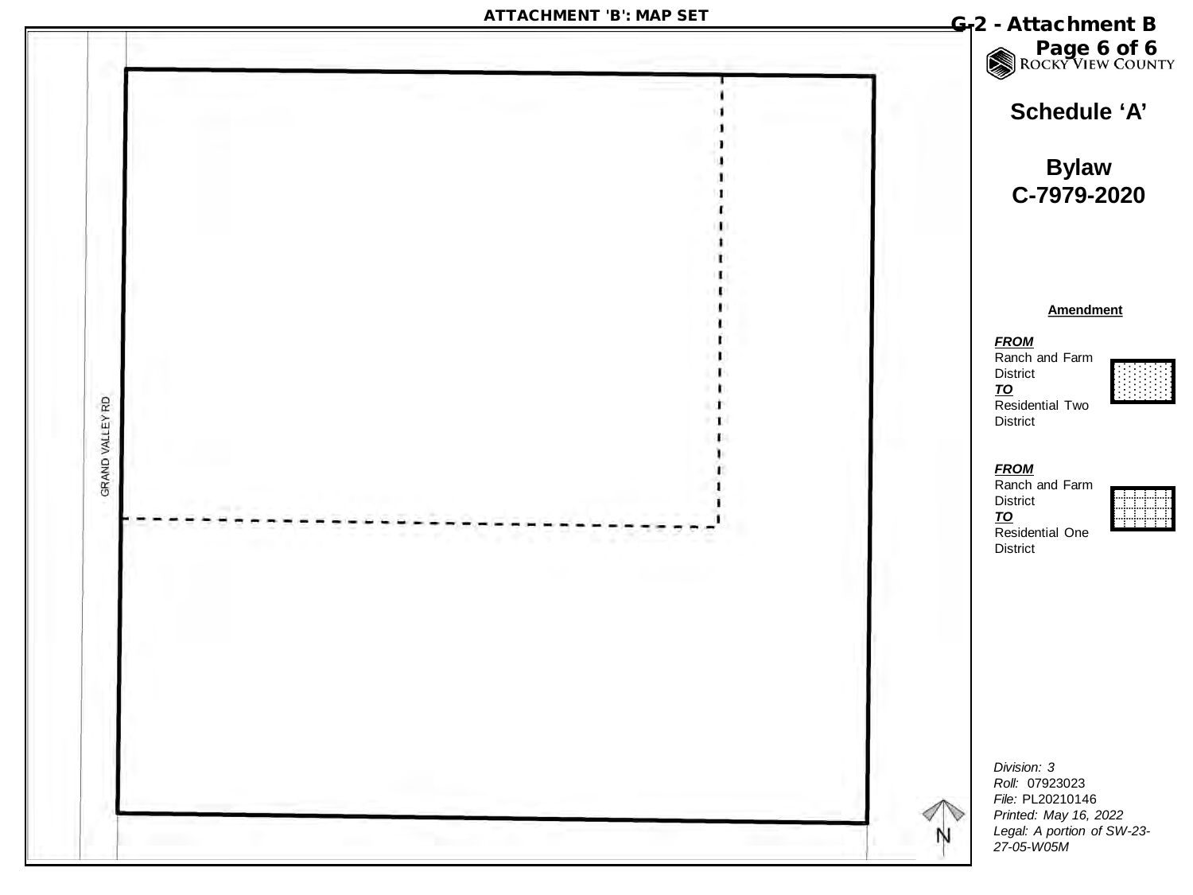ATTACHMENT 'B': MAP SET

G-2 - Attachment B

ROCKY VIEW COUNTY

# Schedule 'A'

# Bylaw C-7979-2020

GRAND VALLEY RD

**Amendment**

***FROM***
Ranch and Farm District
***TO***
Residential Two District

***FROM***
Ranch and Farm District
***TO***
Residential One District

N

*Division:* 3
*Roll:* 07923023
*File:* PL20210146
*Printed: May 16, 2022*
*Legal: A portion of SW-23-27-05-W05M*